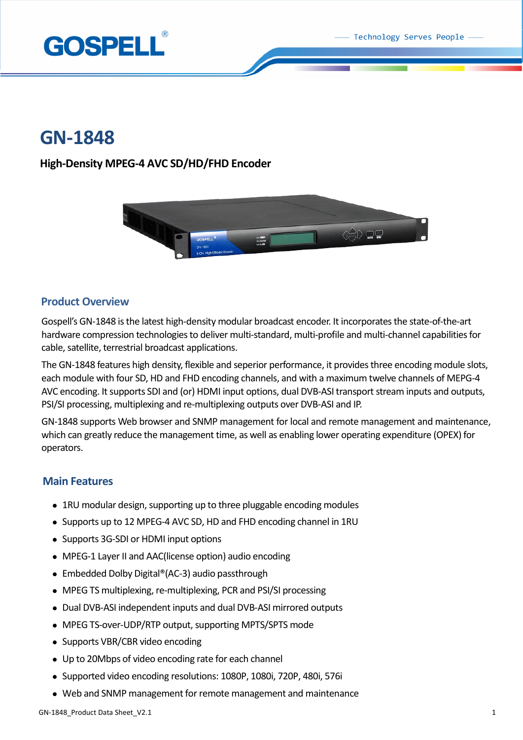# GN-1848

**High-Density MPEG-4 AVC SD/HD/FHD Encoder**

## Product Overview

Gospell's GN-1848 is the latest high-density modular broadcast encoder. It incorporates the state-of-the-art hardware compression technologies to deliver multi-standard, multi-profile and multi-channel capabilities for cable, satellite, terrestrial broadcast applications.

The GN-1848 features high density, flexible and seperior performance, it provides three encoding module slots, each module with four SD, HD and FHD encoding channels, and with a maximum twelve channels of MEPG-4 AVC encoding. It supports SDI and (or) HDMI input options, dual DVB-ASI transport stream inputs and outputs, PSI/SI processing, multiplexing and re-multiplexing outputs over DVB-ASI and IP.

GN-1848 supports Web browser and SNMP management for local and remote management and maintenance, which can greatly reduce the management time, as well as enabling lower operating expenditure (OPEX) for operators.

## Main Features

- 1RU modular design, supporting up to three pluggable encoding modules
- Supports up to 12 MPEG-4 AVC SD, HD and FHD encoding channel in 1RU
- Supports 3G-SDI or HDMI input options
- MPEG-1 Layer II and AAC(license option) audio encoding
- Embedded Dolby Digital®(AC-3) audio passthrough
- MPEG TS multiplexing, re-multiplexing, PCR and PSI/SI processing
- Dual DVB-ASI independent inputs and dual DVB-ASI mirrored outputs
- MPEG TS-over-UDP/RTP output, supporting MPTS/SPTS mode
- Supports VBR/CBR video encoding
- Up to 20Mbps of video encoding rate for each channel
- Supported video encoding resolutions: 1080P, 1080i, 720P, 480i, 576i
- Web and SNMP management for remote management and maintenance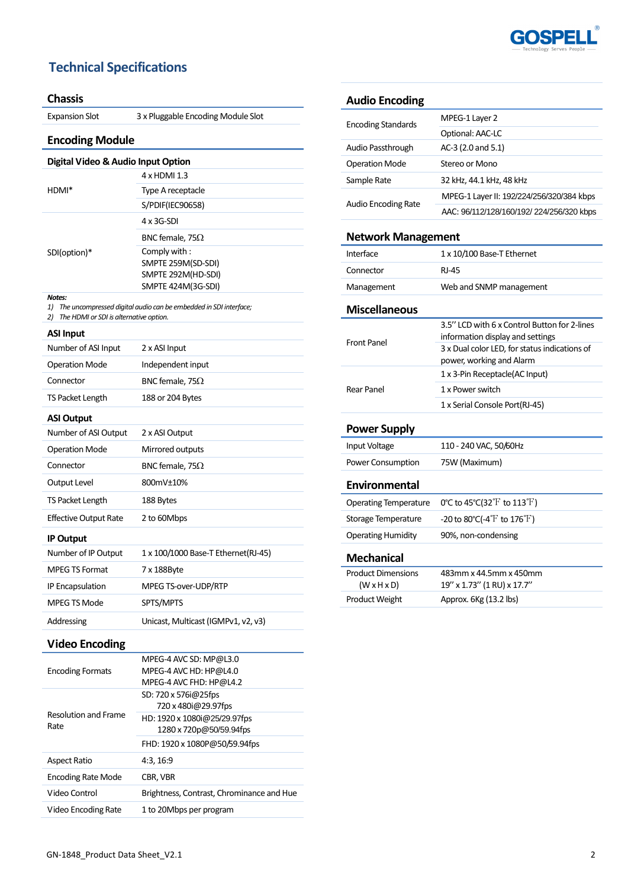# Technical Specifications

## Chassis

| | |
|---|---|
| Expansion Slot | 3 x Pluggable Encoding Module Slot |

## Encoding Module

### Digital Video & Audio Input Option

| | |
|---|---|
| HDMI* | 4 x HDMI 1.3 |
| | Type A receptacle |
| | S/PDIF(IEC90658) |
| SDI(option)* | 4 x 3G-SDI |
| | BNC female, 75Ω |
| | Comply with :<br>SMPTE 259M(SD-SDI)<br>SMPTE 292M(HD-SDI)<br>SMPTE 424M(3G-SDI) |

***Notes:***

1) *The uncompressed digital audio can be embedded in SDI interface;*
2) *The HDMI or SDI is alternative option.*

### ASI Input

| | |
|---|---|
| Number of ASI Input | 2 x ASI Input |
| Operation Mode | Independent input |
| Connector | BNC female, 75Ω |
| TS Packet Length | 188 or 204 Bytes |

### ASI Output

| | |
|---|---|
| Number of ASI Output | 2 x ASI Output |
| Operation Mode | Mirrored outputs |
| Connector | BNC female, 75Ω |
| Output Level | 800mV±10% |
| TS Packet Length | 188 Bytes |
| Effective Output Rate | 2 to 60Mbps |

### IP Output

| | |
|---|---|
| Number of IP Output | 1 x 100/1000 Base-T Ethernet(RJ-45) |
| MPEG TS Format | 7 x 188Byte |
| IP Encapsulation | MPEG TS-over-UDP/RTP |
| MPEG TS Mode | SPTS/MPTS |
| Addressing | Unicast, Multicast (IGMPv1, v2, v3) |

## Video Encoding

| | |
|---|---|
| Encoding Formats | MPEG-4 AVC SD: MP@L3.0<br>MPEG-4 AVC HD: HP@L4.0<br>MPEG-4 AVC FHD: HP@L4.2 |
| Resolution and Frame Rate | SD: 720 x 576i@25fps<br>720 x 480i@29.97fps |
| | HD: 1920 x 1080i@25/29.97fps<br>1280 x 720p@50/59.94fps |
| | FHD: 1920 x 1080P@50/59.94fps |
| Aspect Ratio | 4:3, 16:9 |
| Encoding Rate Mode | CBR, VBR |
| Video Control | Brightness, Contrast, Chrominance and Hue |
| Video Encoding Rate | 1 to 20Mbps per program |

## Audio Encoding

| | |
|---|---|
| Encoding Standards | MPEG-1 Layer 2 |
| | Optional: AAC-LC |
| Audio Passthrough | AC-3 (2.0 and 5.1) |
| Operation Mode | Stereo or Mono |
| Sample Rate | 32 kHz, 44.1 kHz, 48 kHz |
| Audio Encoding Rate | MPEG-1 Layer II: 192/224/256/320/384 kbps |
| | AAC: 96/112/128/160/192/ 224/256/320 kbps |

## Network Management

| | |
|---|---|
| Interface | 1 x 10/100 Base-T Ethernet |
| Connector | RJ-45 |
| Management | Web and SNMP management |

## Miscellaneous

| | |
|---|---|
| Front Panel | 3.5" LCD with 6 x Control Button for 2-lines information display and settings |
| | 3 x Dual color LED, for status indications of power, working and Alarm |
| Rear Panel | 1 x 3-Pin Receptacle(AC Input) |
| | 1 x Power switch |
| | 1 x Serial Console Port(RJ-45) |

## Power Supply

| | |
|---|---|
| Input Voltage | 110 - 240 VAC, 50/60Hz |
| Power Consumption | 75W (Maximum) |

## Environmental

| | |
|---|---|
| Operating Temperature | 0℃ to 45℃(32℉ to 113℉) |
| Storage Temperature | -20 to 80℃(-4℉ to 176℉) |
| Operating Humidity | 90%, non-condensing |

## Mechanical

| | |
|---|---|
| Product Dimensions (W x H x D) | 483mm x 44.5mm x 450mm<br>19" x 1.73" (1 RU) x 17.7" |
| Product Weight | Approx. 6Kg (13.2 lbs) |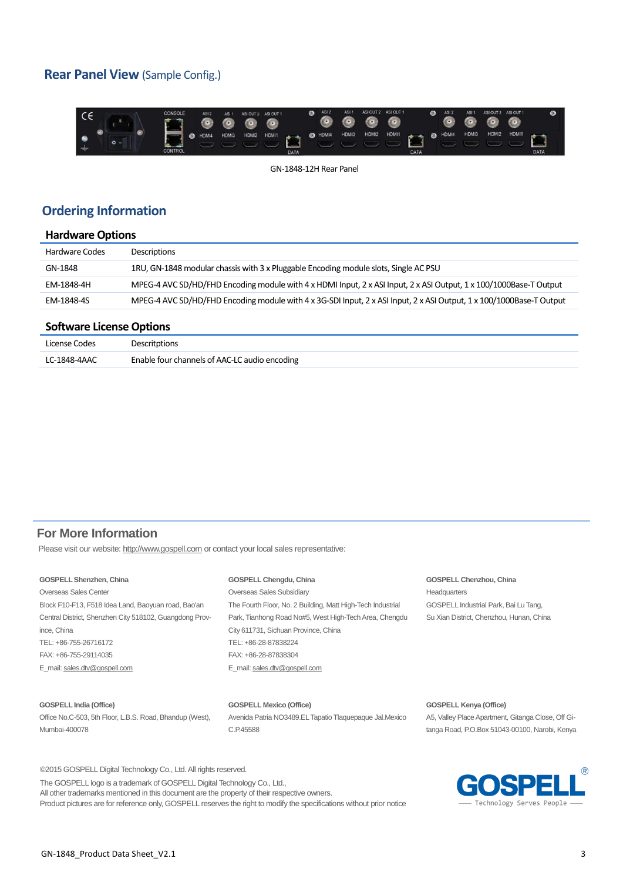## Rear Panel View (Sample Config.)

GN-1848-12H Rear Panel

## Ordering Information

### Hardware Options

| Hardware Codes | Descriptions |
|---|---|
| GN-1848 | 1RU, GN-1848 modular chassis with 3 x Pluggable Encoding module slots, Single AC PSU |
| EM-1848-4H | MPEG-4 AVC SD/HD/FHD Encoding module with 4 x HDMI Input, 2 x ASI Input, 2 x ASI Output, 1 x 100/1000Base-T Output |
| EM-1848-4S | MPEG-4 AVC SD/HD/FHD Encoding module with 4 x 3G-SDI Input, 2 x ASI Input, 2 x ASI Output, 1 x 100/1000Base-T Output |

### Software License Options

| License Codes | Descritptions |
|---|---|
| LC-1848-4AAC | Enable four channels of AAC-LC audio encoding |

## For More Information

Please visit our website: http://www.gospell.com or contact your local sales representative:

**GOSPELL Shenzhen, China**
Overseas Sales Center
Block F10-F13, F518 Idea Land, Baoyuan road, Bao'an Central District, Shenzhen City 518102, Guangdong Province, China
TEL: +86-755-26716172
FAX: +86-755-29114035
E_mail: sales.dtv@gospell.com

**GOSPELL Chengdu, China**
Overseas Sales Subsidiary
The Fourth Floor, No. 2 Building, Matt High-Tech Industrial Park, Tianhong Road No#5, West High-Tech Area, Chengdu City 611731, Sichuan Province, China
TEL: +86-28-87838224
FAX: +86-28-87838304
E_mail: sales.dtv@gospell.com

**GOSPELL Chenzhou, China**
Headquarters
GOSPELL Industrial Park, Bai Lu Tang, Su Xian District, Chenzhou, Hunan, China

**GOSPELL India (Office)**
Office No.C-503, 5th Floor, L.B.S. Road, Bhandup (West), Mumbai-400078

**GOSPELL Mexico (Office)**
Avenida Patria NO3489.EL Tapatio Tlaquepaque Jal.Mexico C.P.45588

**GOSPELL Kenya (Office)**
A5, Valley Place Apartment, Gitanga Close, Off Gitanga Road, P.O.Box 51043-00100, Narobi, Kenya

©2015 GOSPELL Digital Technology Co., Ltd. All rights reserved.

The GOSPELL logo is a trademark of GOSPELL Digital Technology Co., Ltd.,
All other trademarks mentioned in this document are the property of their respective owners.
Product pictures are for reference only, GOSPELL reserves the right to modify the specifications without prior notice

GOSPELL® — Technology Serves People —